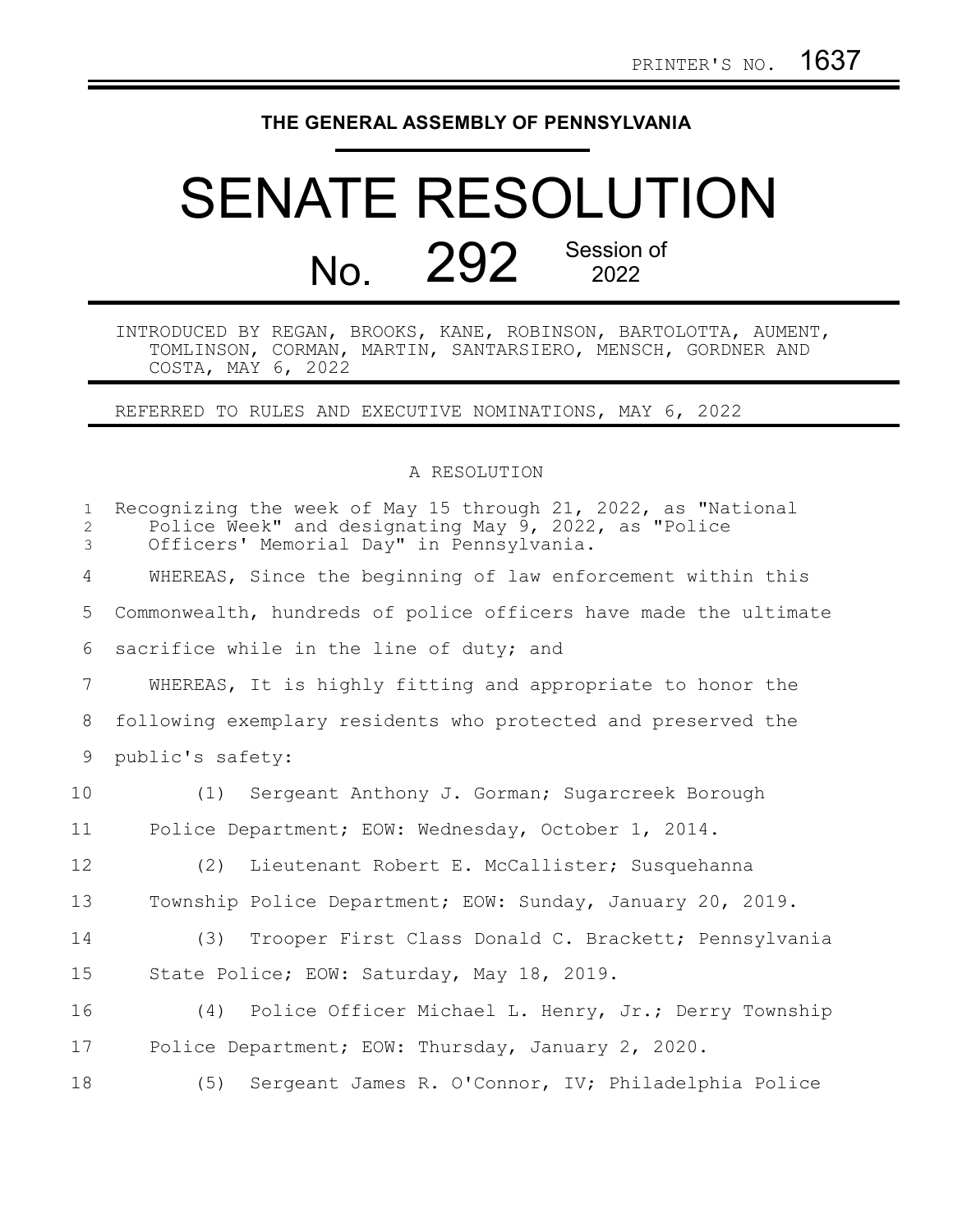PRINTER'S NO. 1637

**THE GENERAL ASSEMBLY OF PENNSYLVANIA**

# SENATE RESOLUTION

# No. 292 Session of 2022

INTRODUCED BY REGAN, BROOKS, KANE, ROBINSON, BARTOLOTTA, AUMENT, TOMLINSON, CORMAN, MARTIN, SANTARSIERO, MENSCH, GORDNER AND COSTA, MAY 6, 2022

REFERRED TO RULES AND EXECUTIVE NOMINATIONS, MAY 6, 2022

A RESOLUTION

Recognizing the week of May 15 through 21, 2022, as "National Police Week" and designating May 9, 2022, as "Police Officers' Memorial Day" in Pennsylvania.

WHEREAS, Since the beginning of law enforcement within this Commonwealth, hundreds of police officers have made the ultimate sacrifice while in the line of duty; and

WHEREAS, It is highly fitting and appropriate to honor the following exemplary residents who protected and preserved the public's safety:

(1) Sergeant Anthony J. Gorman; Sugarcreek Borough Police Department; EOW: Wednesday, October 1, 2014.

(2) Lieutenant Robert E. McCallister; Susquehanna Township Police Department; EOW: Sunday, January 20, 2019.

(3) Trooper First Class Donald C. Brackett; Pennsylvania State Police; EOW: Saturday, May 18, 2019.

(4) Police Officer Michael L. Henry, Jr.; Derry Township Police Department; EOW: Thursday, January 2, 2020.

(5) Sergeant James R. O'Connor, IV; Philadelphia Police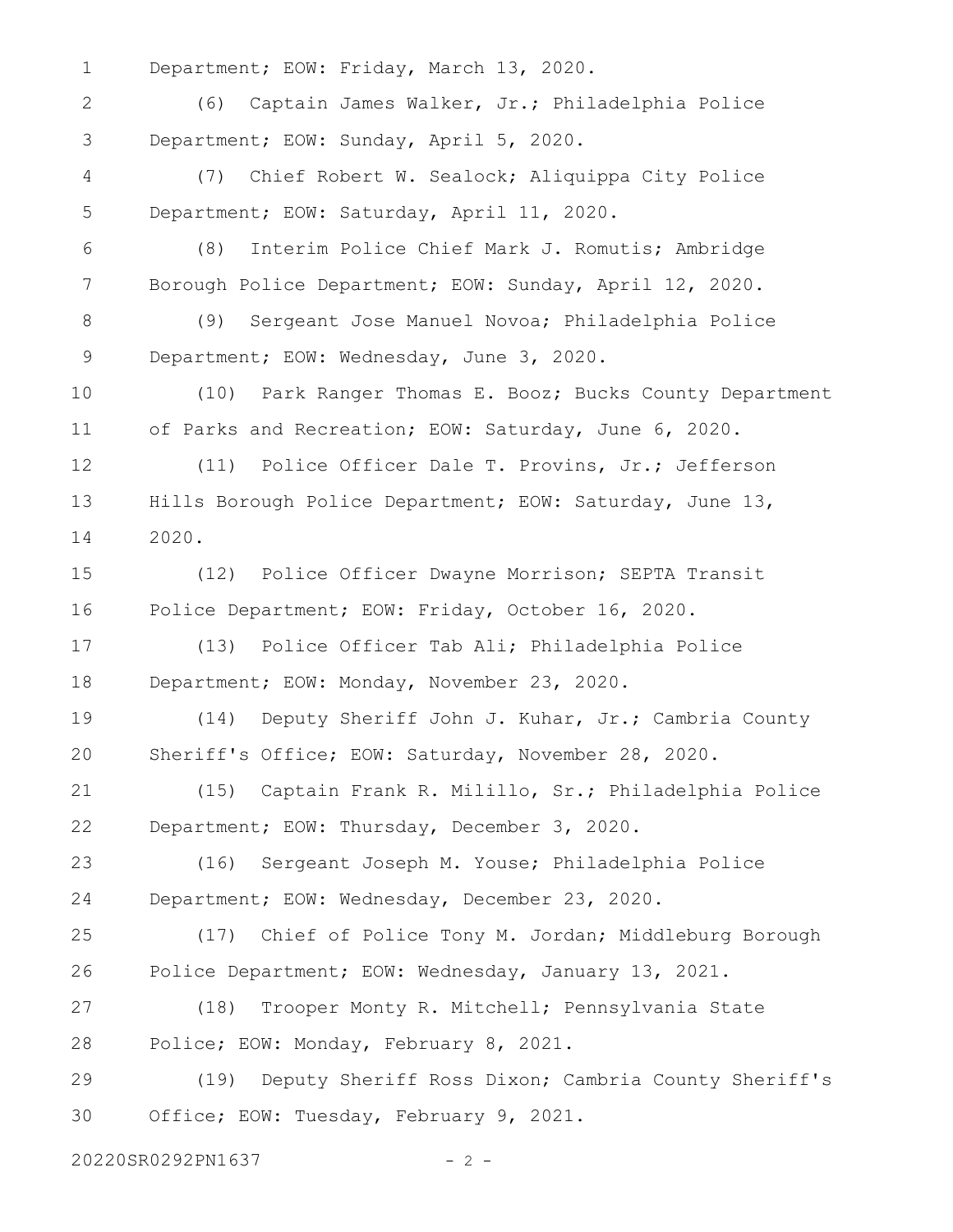Department; EOW: Friday, March 13, 2020.

(6) Captain James Walker, Jr.; Philadelphia Police Department; EOW: Sunday, April 5, 2020.

(7) Chief Robert W. Sealock; Aliquippa City Police Department; EOW: Saturday, April 11, 2020.

(8) Interim Police Chief Mark J. Romutis; Ambridge Borough Police Department; EOW: Sunday, April 12, 2020.

(9) Sergeant Jose Manuel Novoa; Philadelphia Police Department; EOW: Wednesday, June 3, 2020.

(10) Park Ranger Thomas E. Booz; Bucks County Department of Parks and Recreation; EOW: Saturday, June 6, 2020.

(11) Police Officer Dale T. Provins, Jr.; Jefferson Hills Borough Police Department; EOW: Saturday, June 13, 2020.

(12) Police Officer Dwayne Morrison; SEPTA Transit Police Department; EOW: Friday, October 16, 2020.

(13) Police Officer Tab Ali; Philadelphia Police Department; EOW: Monday, November 23, 2020.

(14) Deputy Sheriff John J. Kuhar, Jr.; Cambria County Sheriff's Office; EOW: Saturday, November 28, 2020.

(15) Captain Frank R. Milillo, Sr.; Philadelphia Police Department; EOW: Thursday, December 3, 2020.

(16) Sergeant Joseph M. Youse; Philadelphia Police Department; EOW: Wednesday, December 23, 2020.

(17) Chief of Police Tony M. Jordan; Middleburg Borough Police Department; EOW: Wednesday, January 13, 2021.

(18) Trooper Monty R. Mitchell; Pennsylvania State Police; EOW: Monday, February 8, 2021.

(19) Deputy Sheriff Ross Dixon; Cambria County Sheriff's Office; EOW: Tuesday, February 9, 2021.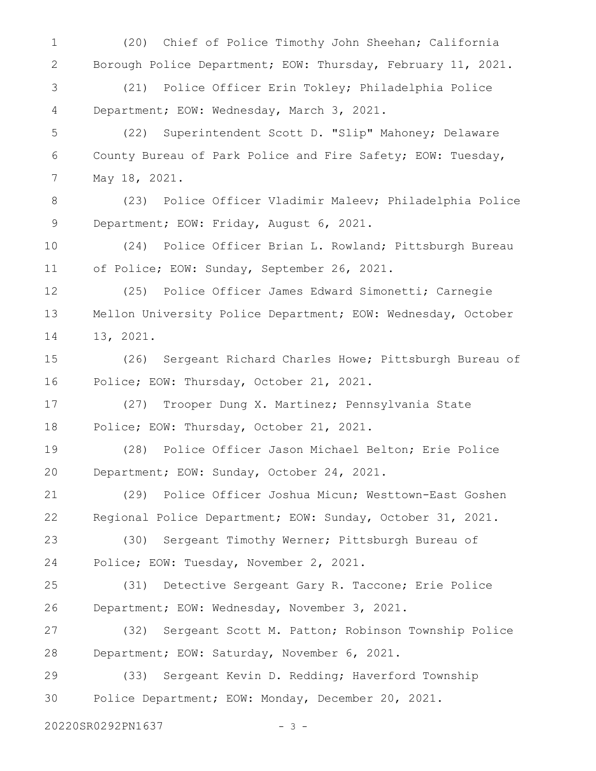(20) Chief of Police Timothy John Sheehan; California Borough Police Department; EOW: Thursday, February 11, 2021.

(21) Police Officer Erin Tokley; Philadelphia Police Department; EOW: Wednesday, March 3, 2021.

(22) Superintendent Scott D. "Slip" Mahoney; Delaware County Bureau of Park Police and Fire Safety; EOW: Tuesday, May 18, 2021.

(23) Police Officer Vladimir Maleev; Philadelphia Police Department; EOW: Friday, August 6, 2021.

(24) Police Officer Brian L. Rowland; Pittsburgh Bureau of Police; EOW: Sunday, September 26, 2021.

(25) Police Officer James Edward Simonetti; Carnegie Mellon University Police Department; EOW: Wednesday, October 13, 2021.

(26) Sergeant Richard Charles Howe; Pittsburgh Bureau of Police; EOW: Thursday, October 21, 2021.

(27) Trooper Dung X. Martinez; Pennsylvania State Police; EOW: Thursday, October 21, 2021.

(28) Police Officer Jason Michael Belton; Erie Police Department; EOW: Sunday, October 24, 2021.

(29) Police Officer Joshua Micun; Westtown-East Goshen Regional Police Department; EOW: Sunday, October 31, 2021.

(30) Sergeant Timothy Werner; Pittsburgh Bureau of Police; EOW: Tuesday, November 2, 2021.

(31) Detective Sergeant Gary R. Taccone; Erie Police Department; EOW: Wednesday, November 3, 2021.

(32) Sergeant Scott M. Patton; Robinson Township Police Department; EOW: Saturday, November 6, 2021.

(33) Sergeant Kevin D. Redding; Haverford Township Police Department; EOW: Monday, December 20, 2021.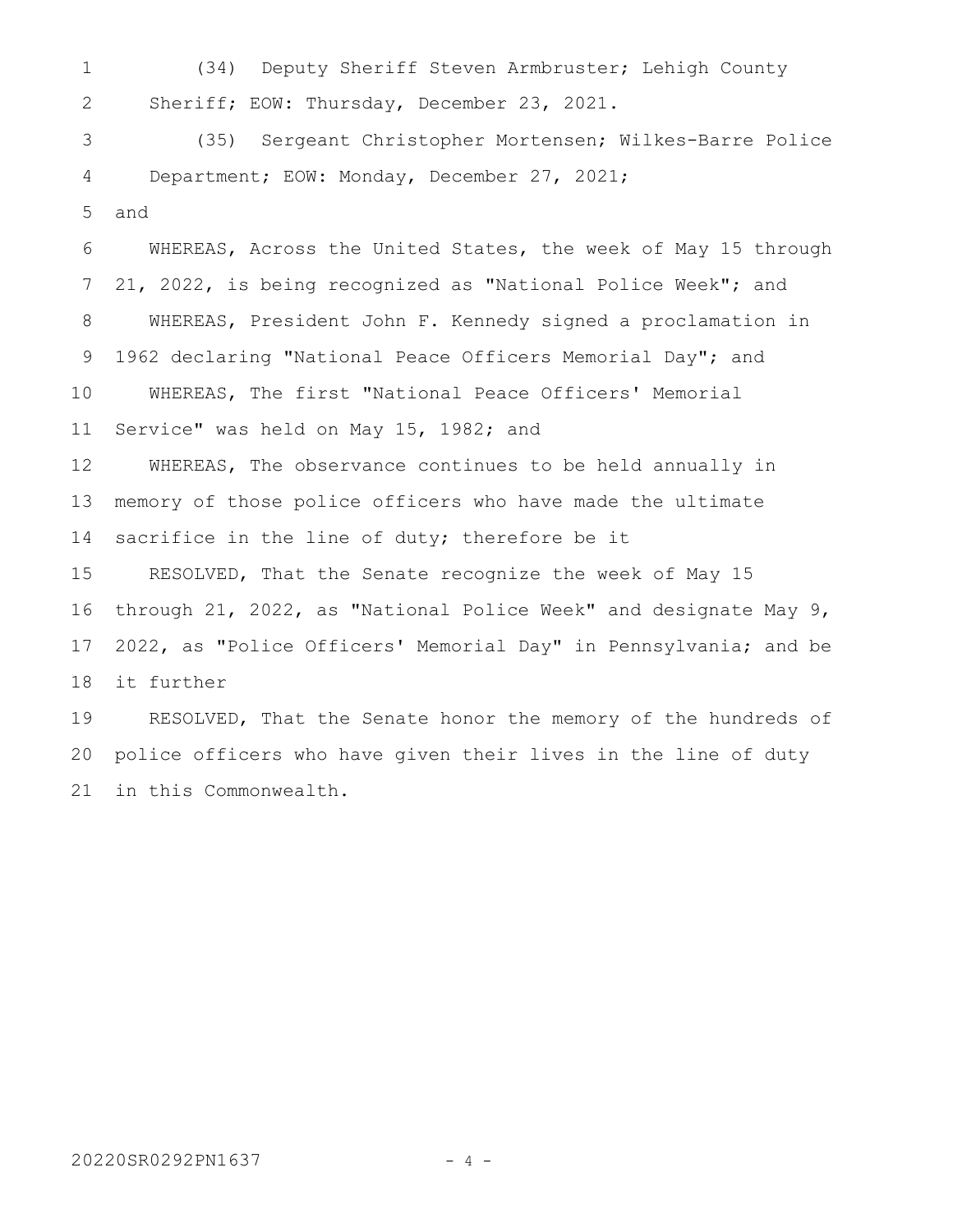(34) Deputy Sheriff Steven Armbruster; Lehigh County Sheriff; EOW: Thursday, December 23, 2021.

(35) Sergeant Christopher Mortensen; Wilkes-Barre Police Department; EOW: Monday, December 27, 2021;

and

WHEREAS, Across the United States, the week of May 15 through 21, 2022, is being recognized as "National Police Week"; and

WHEREAS, President John F. Kennedy signed a proclamation in 1962 declaring "National Peace Officers Memorial Day"; and

WHEREAS, The first "National Peace Officers' Memorial Service" was held on May 15, 1982; and

WHEREAS, The observance continues to be held annually in memory of those police officers who have made the ultimate sacrifice in the line of duty; therefore be it

RESOLVED, That the Senate recognize the week of May 15 through 21, 2022, as "National Police Week" and designate May 9, 2022, as "Police Officers' Memorial Day" in Pennsylvania; and be it further

RESOLVED, That the Senate honor the memory of the hundreds of police officers who have given their lives in the line of duty in this Commonwealth.